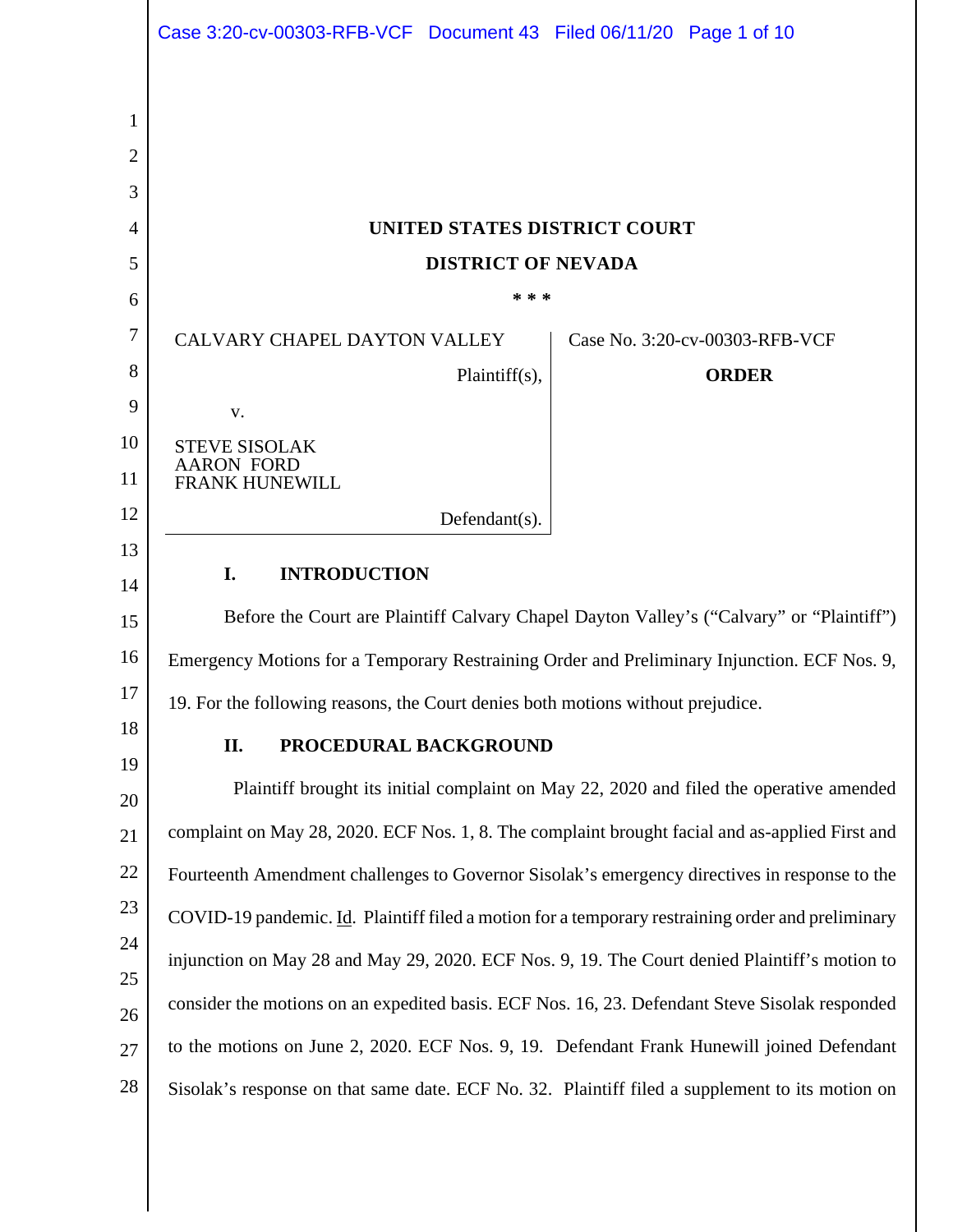**UNITED STATES DISTRICT COURT**

**DISTRICT OF NEVADA**

\* \* \*

| | |
|---|---|
| CALVARY CHAPEL DAYTON VALLEY<br><br>Plaintiff(s),<br><br>v.<br><br>STEVE SISOLAK<br>AARON FORD<br>FRANK HUNEWILL<br><br>Defendant(s). | Case No. 3:20-cv-00303-RFB-VCF<br><br>**ORDER** |

## I. INTRODUCTION

Before the Court are Plaintiff Calvary Chapel Dayton Valley's ("Calvary" or "Plaintiff") Emergency Motions for a Temporary Restraining Order and Preliminary Injunction. ECF Nos. 9, 19. For the following reasons, the Court denies both motions without prejudice.

## II. PROCEDURAL BACKGROUND

Plaintiff brought its initial complaint on May 22, 2020 and filed the operative amended complaint on May 28, 2020. ECF Nos. 1, 8. The complaint brought facial and as-applied First and Fourteenth Amendment challenges to Governor Sisolak's emergency directives in response to the COVID-19 pandemic. Id. Plaintiff filed a motion for a temporary restraining order and preliminary injunction on May 28 and May 29, 2020. ECF Nos. 9, 19. The Court denied Plaintiff's motion to consider the motions on an expedited basis. ECF Nos. 16, 23. Defendant Steve Sisolak responded to the motions on June 2, 2020. ECF Nos. 9, 19. Defendant Frank Hunewill joined Defendant Sisolak's response on that same date. ECF No. 32. Plaintiff filed a supplement to its motion on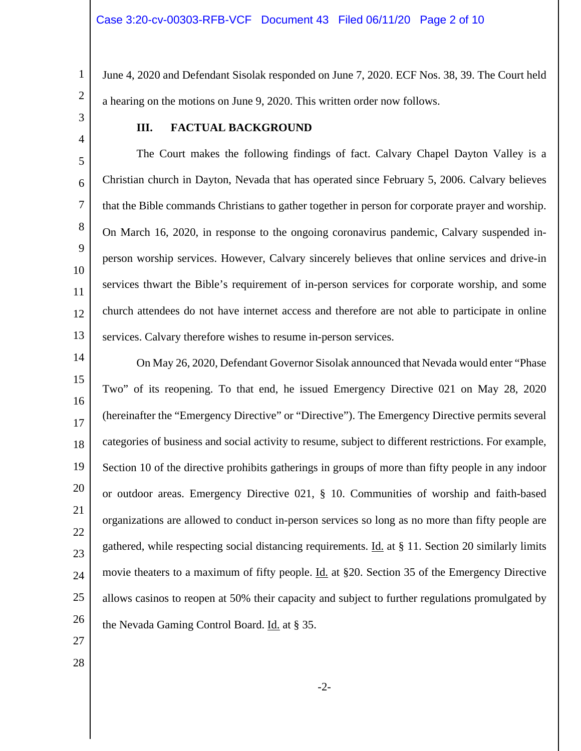June 4, 2020 and Defendant Sisolak responded on June 7, 2020. ECF Nos. 38, 39. The Court held a hearing on the motions on June 9, 2020. This written order now follows.

## III. FACTUAL BACKGROUND

The Court makes the following findings of fact. Calvary Chapel Dayton Valley is a Christian church in Dayton, Nevada that has operated since February 5, 2006. Calvary believes that the Bible commands Christians to gather together in person for corporate prayer and worship. On March 16, 2020, in response to the ongoing coronavirus pandemic, Calvary suspended in-person worship services. However, Calvary sincerely believes that online services and drive-in services thwart the Bible's requirement of in-person services for corporate worship, and some church attendees do not have internet access and therefore are not able to participate in online services. Calvary therefore wishes to resume in-person services.

On May 26, 2020, Defendant Governor Sisolak announced that Nevada would enter "Phase Two" of its reopening. To that end, he issued Emergency Directive 021 on May 28, 2020 (hereinafter the "Emergency Directive" or "Directive"). The Emergency Directive permits several categories of business and social activity to resume, subject to different restrictions. For example, Section 10 of the directive prohibits gatherings in groups of more than fifty people in any indoor or outdoor areas. Emergency Directive 021, § 10. Communities of worship and faith-based organizations are allowed to conduct in-person services so long as no more than fifty people are gathered, while respecting social distancing requirements. Id. at § 11. Section 20 similarly limits movie theaters to a maximum of fifty people. Id. at §20. Section 35 of the Emergency Directive allows casinos to reopen at 50% their capacity and subject to further regulations promulgated by the Nevada Gaming Control Board. Id. at § 35.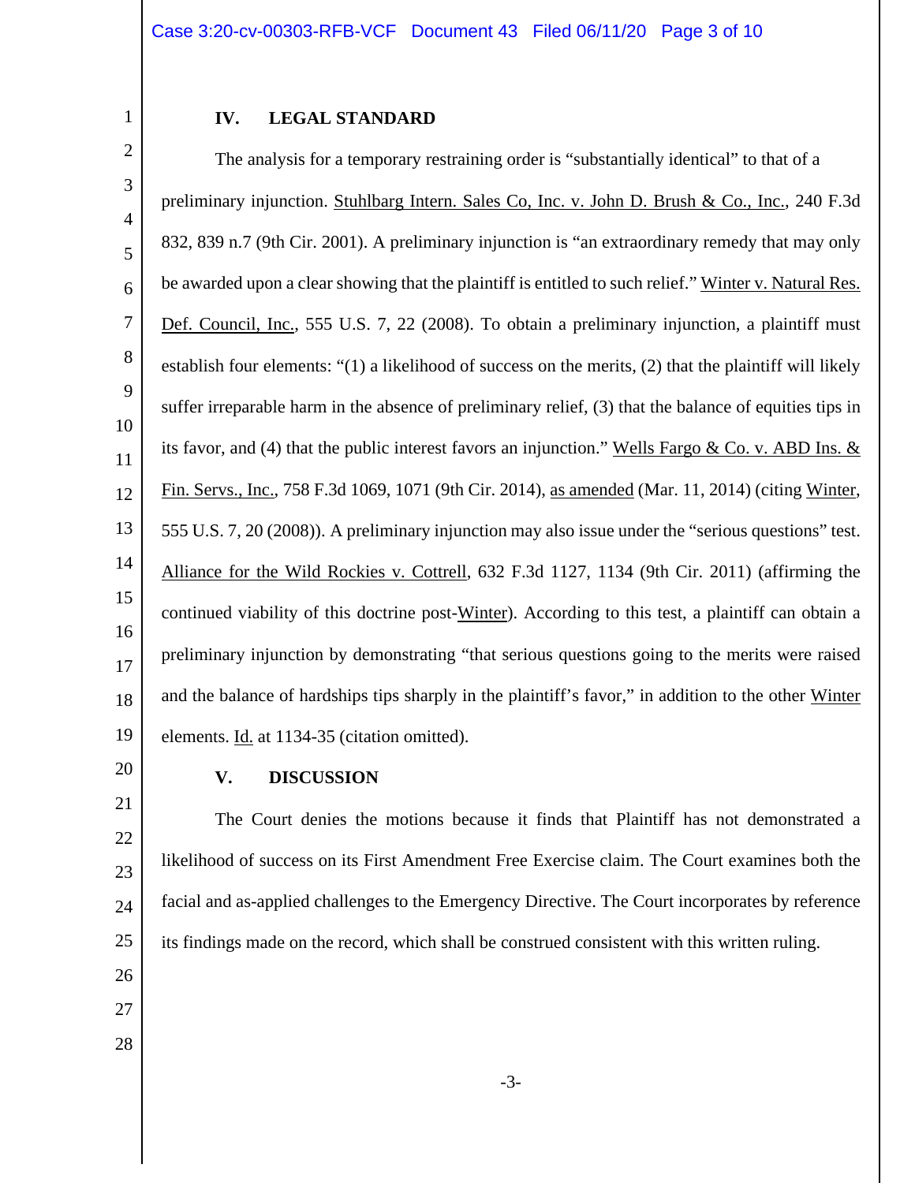## IV. LEGAL STANDARD

The analysis for a temporary restraining order is "substantially identical" to that of a preliminary injunction. Stuhlbarg Intern. Sales Co, Inc. v. John D. Brush & Co., Inc., 240 F.3d 832, 839 n.7 (9th Cir. 2001). A preliminary injunction is "an extraordinary remedy that may only be awarded upon a clear showing that the plaintiff is entitled to such relief." Winter v. Natural Res. Def. Council, Inc., 555 U.S. 7, 22 (2008). To obtain a preliminary injunction, a plaintiff must establish four elements: "(1) a likelihood of success on the merits, (2) that the plaintiff will likely suffer irreparable harm in the absence of preliminary relief, (3) that the balance of equities tips in its favor, and (4) that the public interest favors an injunction." Wells Fargo & Co. v. ABD Ins. & Fin. Servs., Inc., 758 F.3d 1069, 1071 (9th Cir. 2014), as amended (Mar. 11, 2014) (citing Winter, 555 U.S. 7, 20 (2008)). A preliminary injunction may also issue under the "serious questions" test. Alliance for the Wild Rockies v. Cottrell, 632 F.3d 1127, 1134 (9th Cir. 2011) (affirming the continued viability of this doctrine post-Winter). According to this test, a plaintiff can obtain a preliminary injunction by demonstrating "that serious questions going to the merits were raised and the balance of hardships tips sharply in the plaintiff's favor," in addition to the other Winter elements. Id. at 1134-35 (citation omitted).

## V. DISCUSSION

The Court denies the motions because it finds that Plaintiff has not demonstrated a likelihood of success on its First Amendment Free Exercise claim. The Court examines both the facial and as-applied challenges to the Emergency Directive. The Court incorporates by reference its findings made on the record, which shall be construed consistent with this written ruling.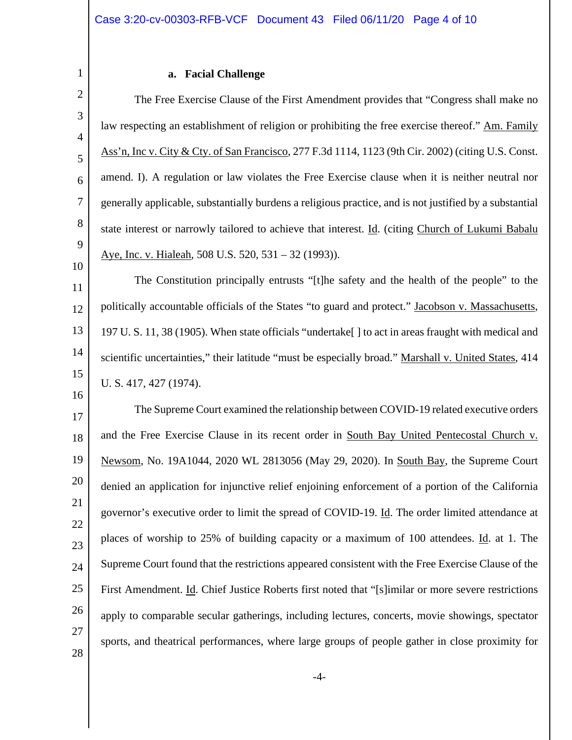### a. Facial Challenge

The Free Exercise Clause of the First Amendment provides that "Congress shall make no law respecting an establishment of religion or prohibiting the free exercise thereof." Am. Family Ass'n, Inc v. City & Cty. of San Francisco, 277 F.3d 1114, 1123 (9th Cir. 2002) (citing U.S. Const. amend. I). A regulation or law violates the Free Exercise clause when it is neither neutral nor generally applicable, substantially burdens a religious practice, and is not justified by a substantial state interest or narrowly tailored to achieve that interest. Id. (citing Church of Lukumi Babalu Aye, Inc. v. Hialeah, 508 U.S. 520, 531 – 32 (1993)).

The Constitution principally entrusts "[t]he safety and the health of the people" to the politically accountable officials of the States "to guard and protect." Jacobson v. Massachusetts, 197 U. S. 11, 38 (1905). When state officials "undertake[ ] to act in areas fraught with medical and scientific uncertainties," their latitude "must be especially broad." Marshall v. United States, 414 U. S. 417, 427 (1974).

The Supreme Court examined the relationship between COVID-19 related executive orders and the Free Exercise Clause in its recent order in South Bay United Pentecostal Church v. Newsom, No. 19A1044, 2020 WL 2813056 (May 29, 2020). In South Bay, the Supreme Court denied an application for injunctive relief enjoining enforcement of a portion of the California governor's executive order to limit the spread of COVID-19. Id. The order limited attendance at places of worship to 25% of building capacity or a maximum of 100 attendees. Id. at 1. The Supreme Court found that the restrictions appeared consistent with the Free Exercise Clause of the First Amendment. Id. Chief Justice Roberts first noted that "[s]imilar or more severe restrictions apply to comparable secular gatherings, including lectures, concerts, movie showings, spectator sports, and theatrical performances, where large groups of people gather in close proximity for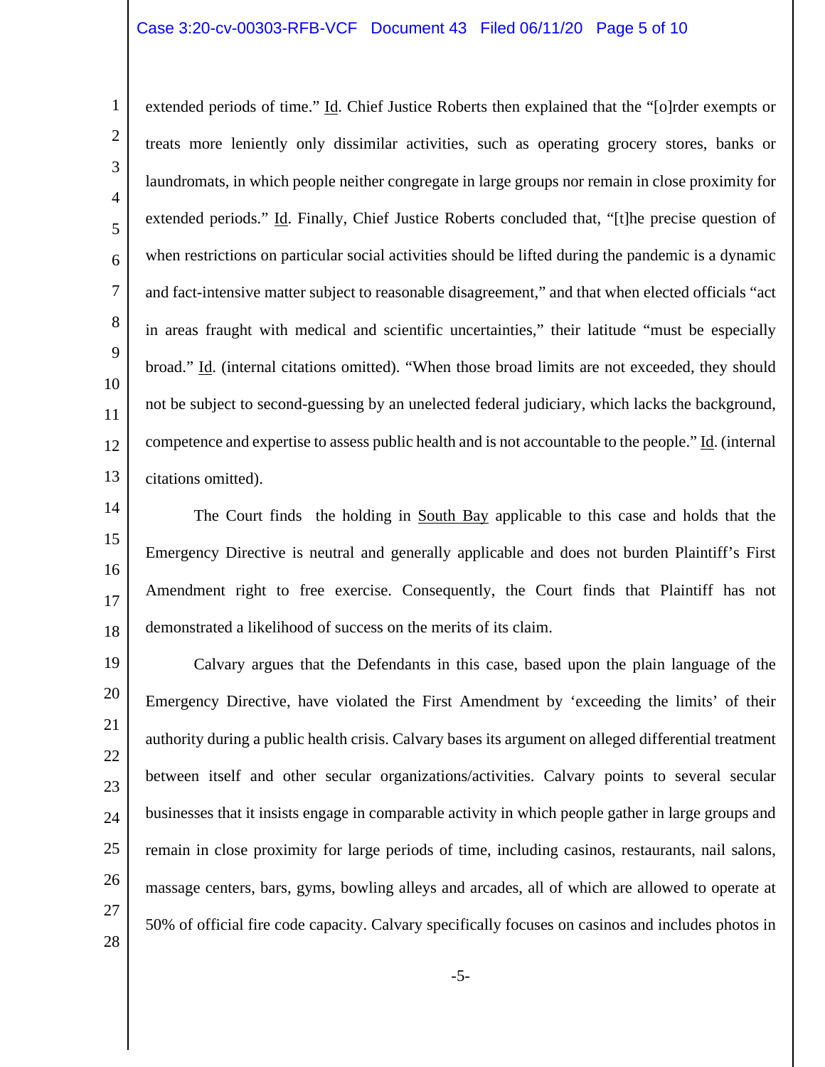extended periods of time." Id. Chief Justice Roberts then explained that the "[o]rder exempts or treats more leniently only dissimilar activities, such as operating grocery stores, banks or laundromats, in which people neither congregate in large groups nor remain in close proximity for extended periods." Id. Finally, Chief Justice Roberts concluded that, "[t]he precise question of when restrictions on particular social activities should be lifted during the pandemic is a dynamic and fact-intensive matter subject to reasonable disagreement," and that when elected officials "act in areas fraught with medical and scientific uncertainties," their latitude "must be especially broad." Id. (internal citations omitted). "When those broad limits are not exceeded, they should not be subject to second-guessing by an unelected federal judiciary, which lacks the background, competence and expertise to assess public health and is not accountable to the people." Id. (internal citations omitted).

The Court finds the holding in South Bay applicable to this case and holds that the Emergency Directive is neutral and generally applicable and does not burden Plaintiff's First Amendment right to free exercise. Consequently, the Court finds that Plaintiff has not demonstrated a likelihood of success on the merits of its claim.

Calvary argues that the Defendants in this case, based upon the plain language of the Emergency Directive, have violated the First Amendment by 'exceeding the limits' of their authority during a public health crisis. Calvary bases its argument on alleged differential treatment between itself and other secular organizations/activities. Calvary points to several secular businesses that it insists engage in comparable activity in which people gather in large groups and remain in close proximity for large periods of time, including casinos, restaurants, nail salons, massage centers, bars, gyms, bowling alleys and arcades, all of which are allowed to operate at 50% of official fire code capacity. Calvary specifically focuses on casinos and includes photos in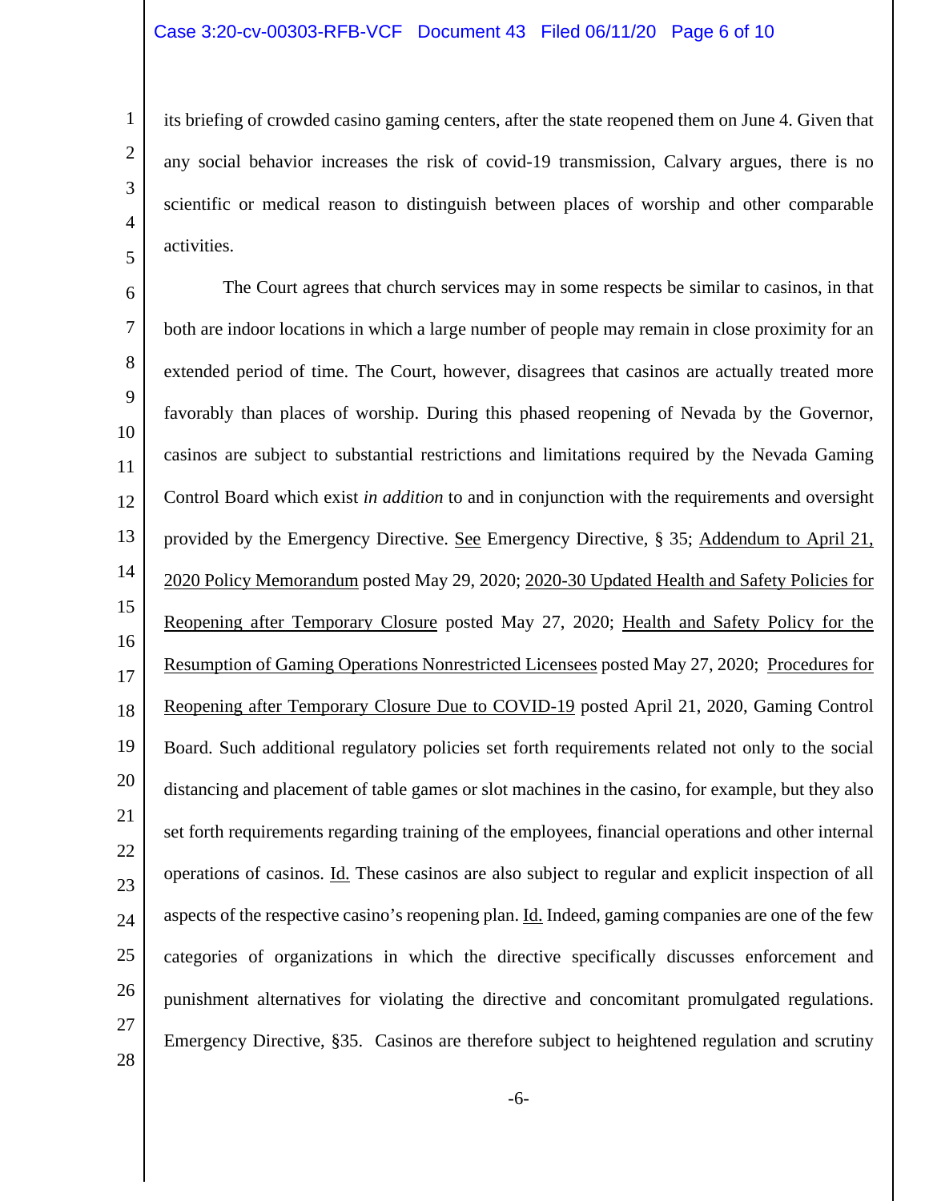its briefing of crowded casino gaming centers, after the state reopened them on June 4. Given that any social behavior increases the risk of covid-19 transmission, Calvary argues, there is no scientific or medical reason to distinguish between places of worship and other comparable activities.

The Court agrees that church services may in some respects be similar to casinos, in that both are indoor locations in which a large number of people may remain in close proximity for an extended period of time. The Court, however, disagrees that casinos are actually treated more favorably than places of worship. During this phased reopening of Nevada by the Governor, casinos are subject to substantial restrictions and limitations required by the Nevada Gaming Control Board which exist *in addition* to and in conjunction with the requirements and oversight provided by the Emergency Directive. See Emergency Directive, § 35; Addendum to April 21, 2020 Policy Memorandum posted May 29, 2020; 2020-30 Updated Health and Safety Policies for Reopening after Temporary Closure posted May 27, 2020; Health and Safety Policy for the Resumption of Gaming Operations Nonrestricted Licensees posted May 27, 2020; Procedures for Reopening after Temporary Closure Due to COVID-19 posted April 21, 2020, Gaming Control Board. Such additional regulatory policies set forth requirements related not only to the social distancing and placement of table games or slot machines in the casino, for example, but they also set forth requirements regarding training of the employees, financial operations and other internal operations of casinos. Id. These casinos are also subject to regular and explicit inspection of all aspects of the respective casino's reopening plan. Id. Indeed, gaming companies are one of the few categories of organizations in which the directive specifically discusses enforcement and punishment alternatives for violating the directive and concomitant promulgated regulations. Emergency Directive, §35. Casinos are therefore subject to heightened regulation and scrutiny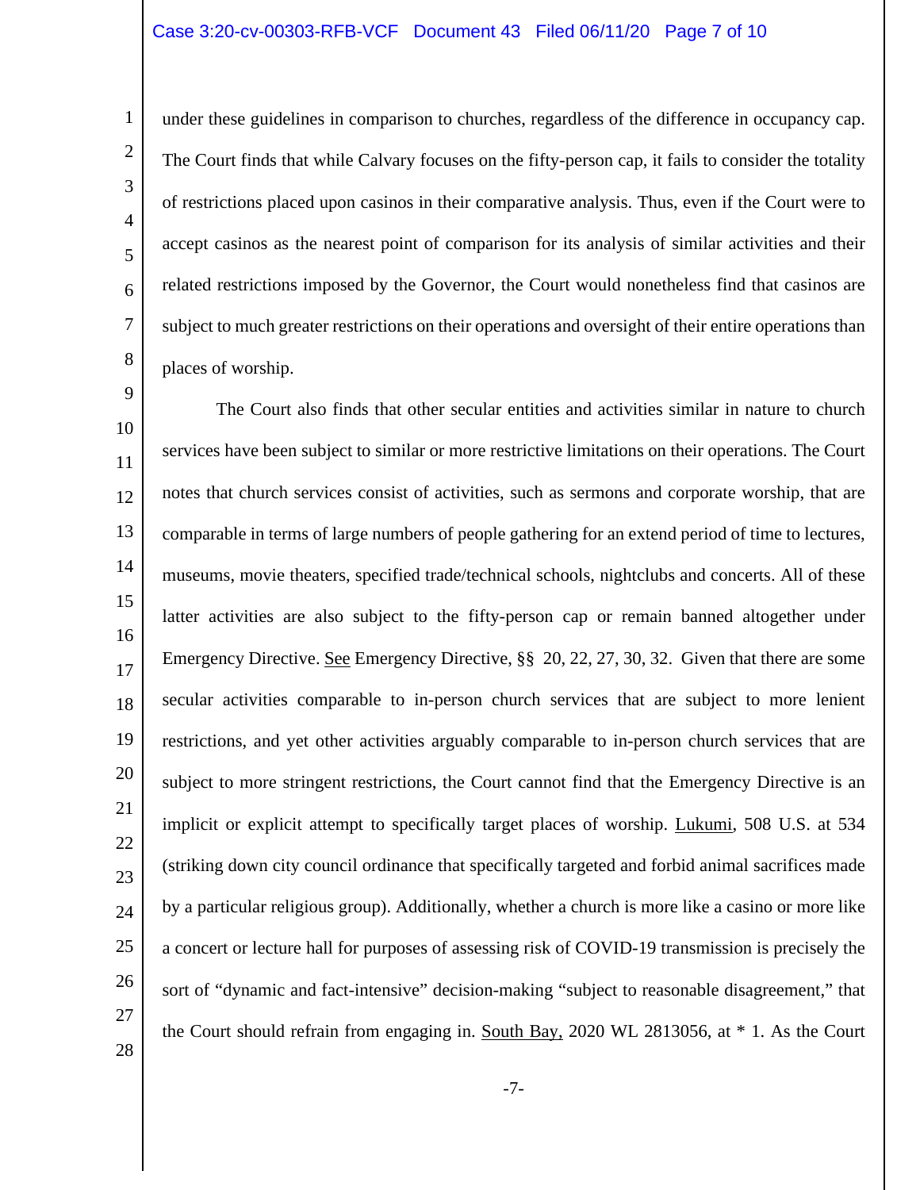under these guidelines in comparison to churches, regardless of the difference in occupancy cap. The Court finds that while Calvary focuses on the fifty-person cap, it fails to consider the totality of restrictions placed upon casinos in their comparative analysis. Thus, even if the Court were to accept casinos as the nearest point of comparison for its analysis of similar activities and their related restrictions imposed by the Governor, the Court would nonetheless find that casinos are subject to much greater restrictions on their operations and oversight of their entire operations than places of worship.

The Court also finds that other secular entities and activities similar in nature to church services have been subject to similar or more restrictive limitations on their operations. The Court notes that church services consist of activities, such as sermons and corporate worship, that are comparable in terms of large numbers of people gathering for an extend period of time to lectures, museums, movie theaters, specified trade/technical schools, nightclubs and concerts. All of these latter activities are also subject to the fifty-person cap or remain banned altogether under Emergency Directive. See Emergency Directive, §§ 20, 22, 27, 30, 32. Given that there are some secular activities comparable to in-person church services that are subject to more lenient restrictions, and yet other activities arguably comparable to in-person church services that are subject to more stringent restrictions, the Court cannot find that the Emergency Directive is an implicit or explicit attempt to specifically target places of worship. Lukumi, 508 U.S. at 534 (striking down city council ordinance that specifically targeted and forbid animal sacrifices made by a particular religious group). Additionally, whether a church is more like a casino or more like a concert or lecture hall for purposes of assessing risk of COVID-19 transmission is precisely the sort of "dynamic and fact-intensive" decision-making "subject to reasonable disagreement," that the Court should refrain from engaging in. South Bay, 2020 WL 2813056, at * 1. As the Court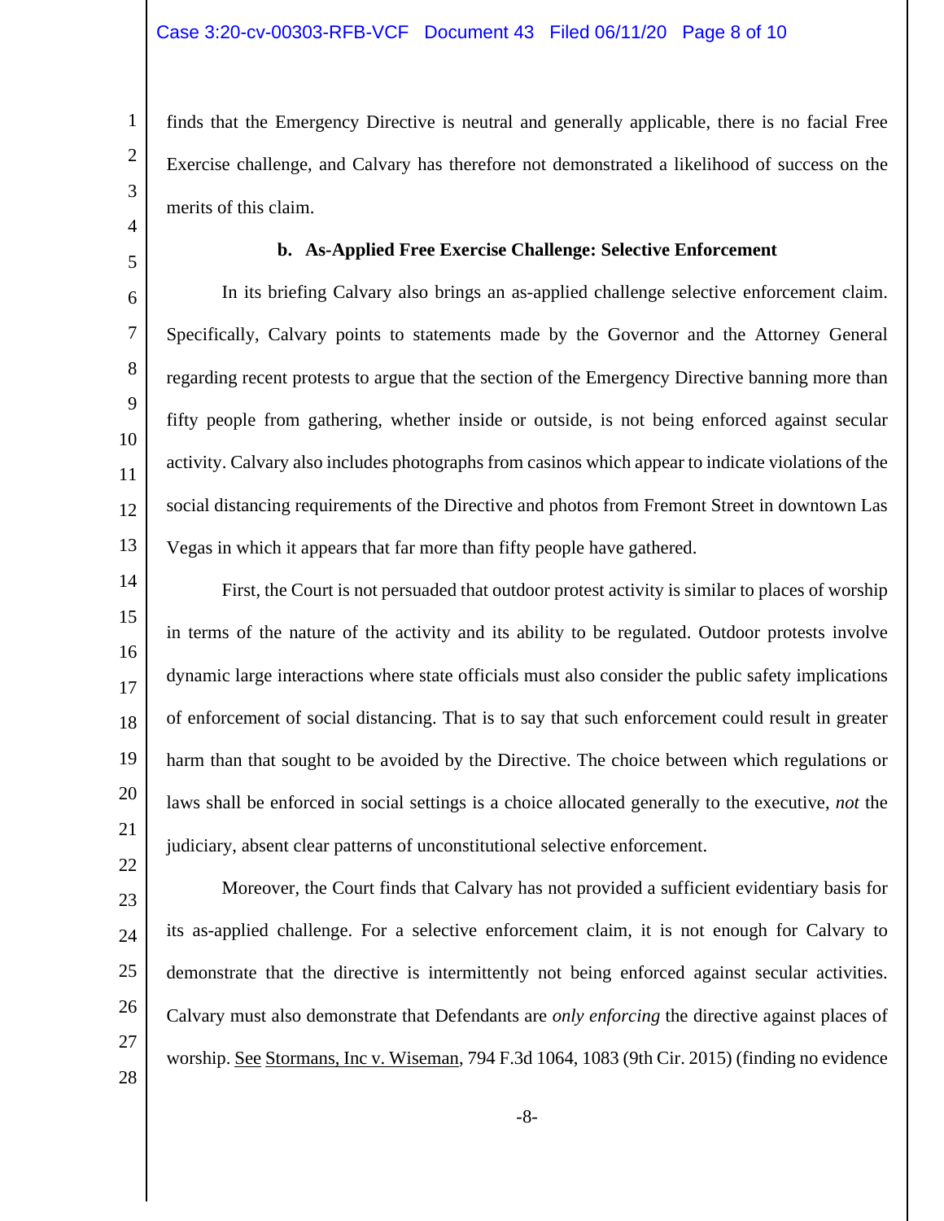finds that the Emergency Directive is neutral and generally applicable, there is no facial Free Exercise challenge, and Calvary has therefore not demonstrated a likelihood of success on the merits of this claim.

**b. As-Applied Free Exercise Challenge: Selective Enforcement**

In its briefing Calvary also brings an as-applied challenge selective enforcement claim. Specifically, Calvary points to statements made by the Governor and the Attorney General regarding recent protests to argue that the section of the Emergency Directive banning more than fifty people from gathering, whether inside or outside, is not being enforced against secular activity. Calvary also includes photographs from casinos which appear to indicate violations of the social distancing requirements of the Directive and photos from Fremont Street in downtown Las Vegas in which it appears that far more than fifty people have gathered.

First, the Court is not persuaded that outdoor protest activity is similar to places of worship in terms of the nature of the activity and its ability to be regulated. Outdoor protests involve dynamic large interactions where state officials must also consider the public safety implications of enforcement of social distancing. That is to say that such enforcement could result in greater harm than that sought to be avoided by the Directive. The choice between which regulations or laws shall be enforced in social settings is a choice allocated generally to the executive, *not* the judiciary, absent clear patterns of unconstitutional selective enforcement.

Moreover, the Court finds that Calvary has not provided a sufficient evidentiary basis for its as-applied challenge. For a selective enforcement claim, it is not enough for Calvary to demonstrate that the directive is intermittently not being enforced against secular activities. Calvary must also demonstrate that Defendants are *only enforcing* the directive against places of worship. See Stormans, Inc v. Wiseman, 794 F.3d 1064, 1083 (9th Cir. 2015) (finding no evidence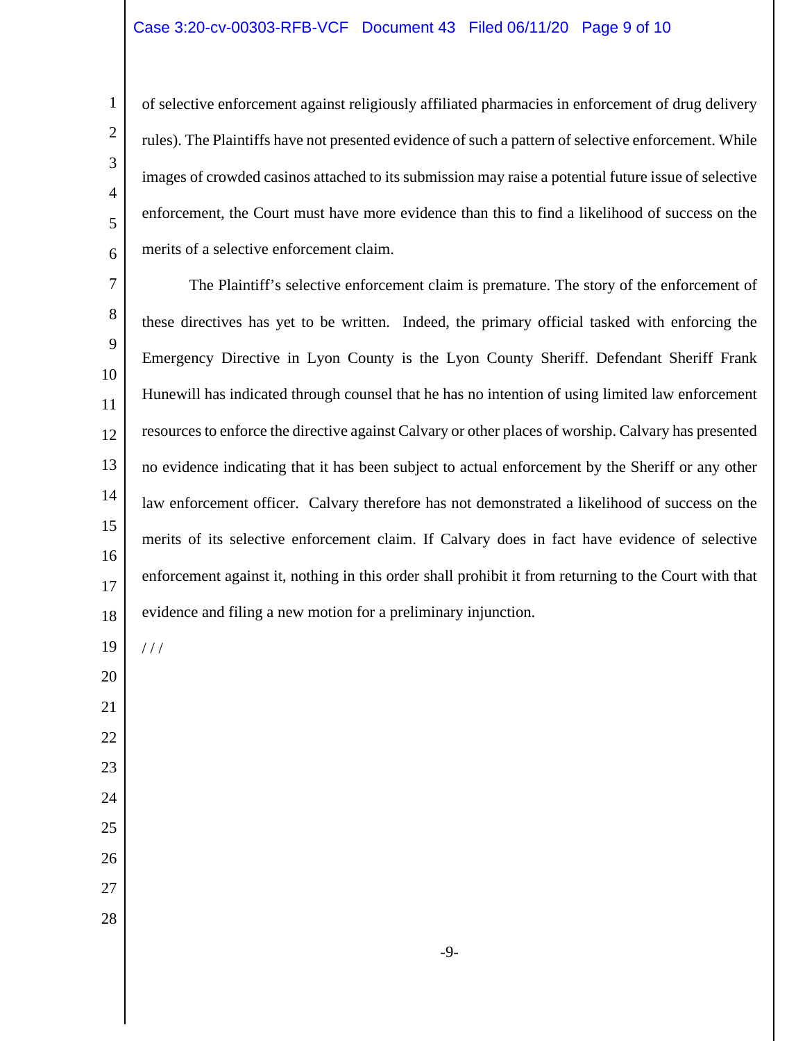of selective enforcement against religiously affiliated pharmacies in enforcement of drug delivery rules). The Plaintiffs have not presented evidence of such a pattern of selective enforcement. While images of crowded casinos attached to its submission may raise a potential future issue of selective enforcement, the Court must have more evidence than this to find a likelihood of success on the merits of a selective enforcement claim.

The Plaintiff's selective enforcement claim is premature. The story of the enforcement of these directives has yet to be written. Indeed, the primary official tasked with enforcing the Emergency Directive in Lyon County is the Lyon County Sheriff. Defendant Sheriff Frank Hunewill has indicated through counsel that he has no intention of using limited law enforcement resources to enforce the directive against Calvary or other places of worship. Calvary has presented no evidence indicating that it has been subject to actual enforcement by the Sheriff or any other law enforcement officer. Calvary therefore has not demonstrated a likelihood of success on the merits of its selective enforcement claim. If Calvary does in fact have evidence of selective enforcement against it, nothing in this order shall prohibit it from returning to the Court with that evidence and filing a new motion for a preliminary injunction.

/ / /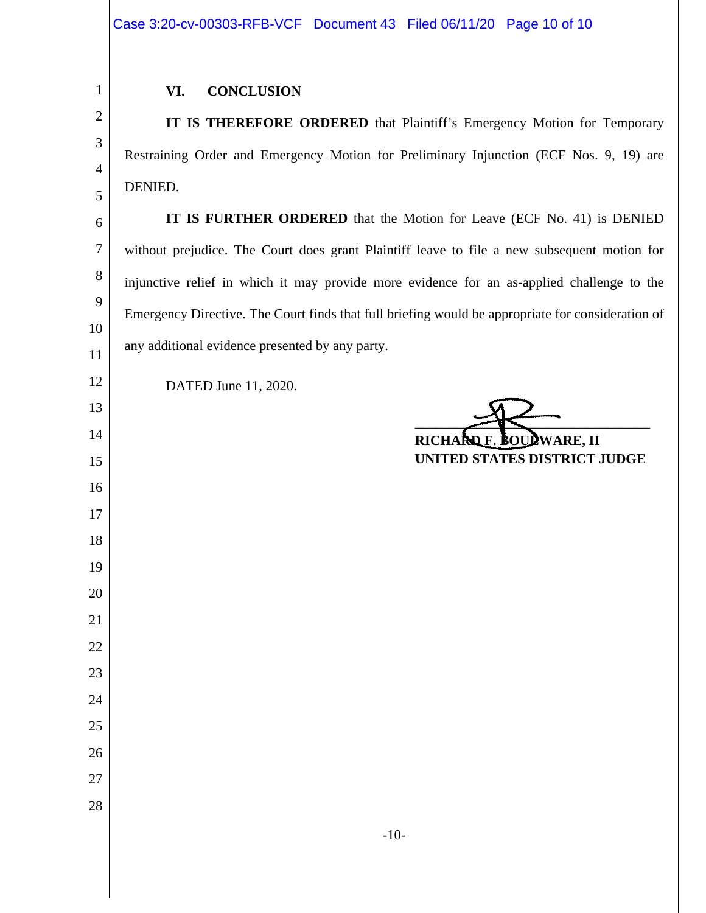## VI. CONCLUSION

**IT IS THEREFORE ORDERED** that Plaintiff's Emergency Motion for Temporary Restraining Order and Emergency Motion for Preliminary Injunction (ECF Nos. 9, 19) are DENIED.

**IT IS FURTHER ORDERED** that the Motion for Leave (ECF No. 41) is DENIED without prejudice. The Court does grant Plaintiff leave to file a new subsequent motion for injunctive relief in which it may provide more evidence for an as-applied challenge to the Emergency Directive. The Court finds that full briefing would be appropriate for consideration of any additional evidence presented by any party.

DATED June 11, 2020.

\_\_\_\_\_\_\_\_\_\_\_\_\_\_\_\_\_\_\_\_\_\_\_\_\_\_\_\_\_\_\_\_\_\_

**RICHARD F. BOULWARE, II**
**UNITED STATES DISTRICT JUDGE**